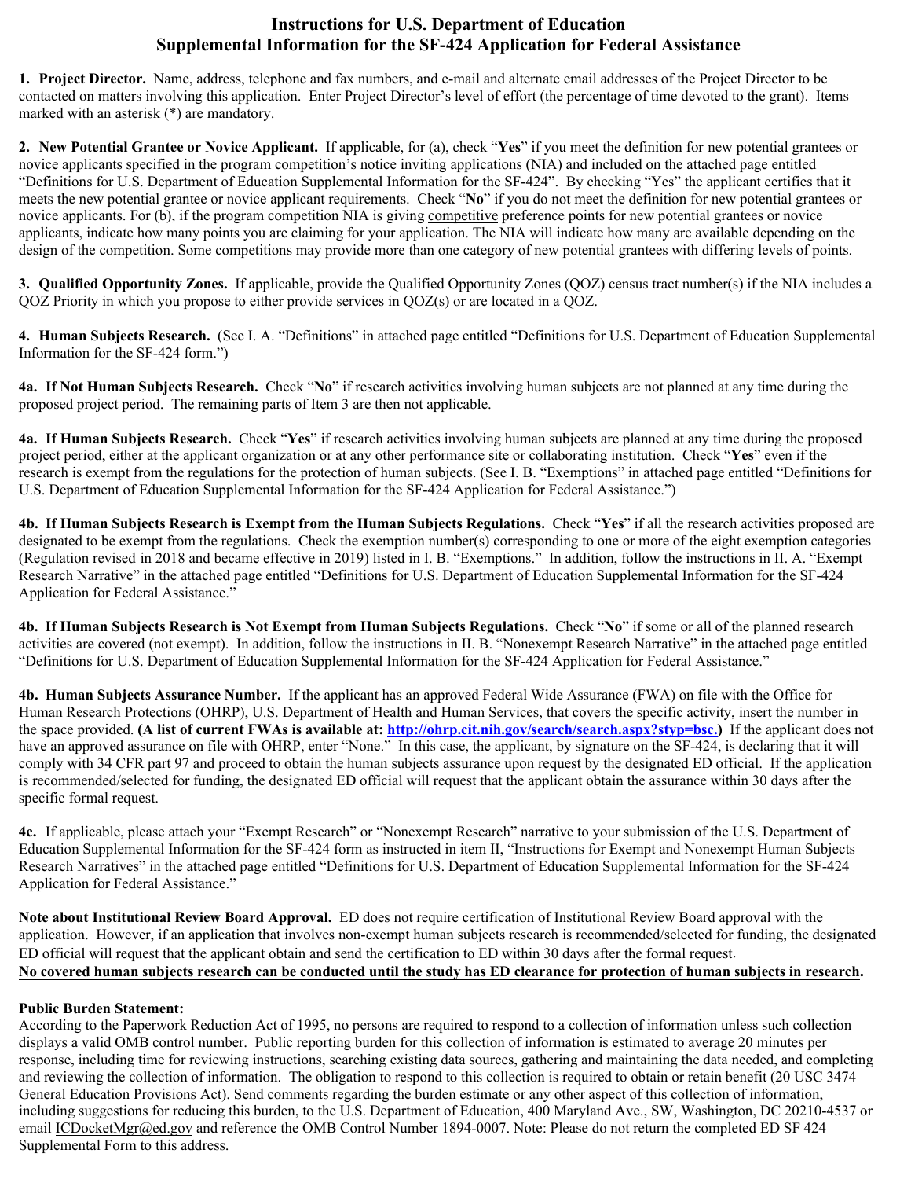# Instructions for U.S. Department of Education Supplemental Information for the SF-424 Application for Federal Assistance

**1. Project Director.** Name, address, telephone and fax numbers, and e-mail and alternate email addresses of the Project Director to be contacted on matters involving this application. Enter Project Director's level of effort (the percentage of time devoted to the grant). Items marked with an asterisk (*) are mandatory.

**2. New Potential Grantee or Novice Applicant.** If applicable, for (a), check "**Yes**" if you meet the definition for new potential grantees or novice applicants specified in the program competition's notice inviting applications (NIA) and included on the attached page entitled "Definitions for U.S. Department of Education Supplemental Information for the SF-424". By checking "Yes" the applicant certifies that it meets the new potential grantee or novice applicant requirements. Check "**No**" if you do not meet the definition for new potential grantees or novice applicants. For (b), if the program competition NIA is giving competitive preference points for new potential grantees or novice applicants, indicate how many points you are claiming for your application. The NIA will indicate how many are available depending on the design of the competition. Some competitions may provide more than one category of new potential grantees with differing levels of points.

**3. Qualified Opportunity Zones.** If applicable, provide the Qualified Opportunity Zones (QOZ) census tract number(s) if the NIA includes a QOZ Priority in which you propose to either provide services in QOZ(s) or are located in a QOZ.

**4. Human Subjects Research.** (See I. A. "Definitions" in attached page entitled "Definitions for U.S. Department of Education Supplemental Information for the SF-424 form.")

**4a. If Not Human Subjects Research.** Check "**No**" if research activities involving human subjects are not planned at any time during the proposed project period. The remaining parts of Item 3 are then not applicable.

**4a. If Human Subjects Research.** Check "**Yes**" if research activities involving human subjects are planned at any time during the proposed project period, either at the applicant organization or at any other performance site or collaborating institution. Check "**Yes**" even if the research is exempt from the regulations for the protection of human subjects. (See I. B. "Exemptions" in attached page entitled "Definitions for U.S. Department of Education Supplemental Information for the SF-424 Application for Federal Assistance.")

**4b. If Human Subjects Research is Exempt from the Human Subjects Regulations.** Check "**Yes**" if all the research activities proposed are designated to be exempt from the regulations. Check the exemption number(s) corresponding to one or more of the eight exemption categories (Regulation revised in 2018 and became effective in 2019) listed in I. B. "Exemptions." In addition, follow the instructions in II. A. "Exempt Research Narrative" in the attached page entitled "Definitions for U.S. Department of Education Supplemental Information for the SF-424 Application for Federal Assistance."

**4b. If Human Subjects Research is Not Exempt from Human Subjects Regulations.** Check "**No**" if some or all of the planned research activities are covered (not exempt). In addition, follow the instructions in II. B. "Nonexempt Research Narrative" in the attached page entitled "Definitions for U.S. Department of Education Supplemental Information for the SF-424 Application for Federal Assistance."

**4b. Human Subjects Assurance Number.** If the applicant has an approved Federal Wide Assurance (FWA) on file with the Office for Human Research Protections (OHRP), U.S. Department of Health and Human Services, that covers the specific activity, insert the number in the space provided. **(A list of current FWAs is available at: http://ohrp.cit.nih.gov/search/search.aspx?styp=bsc.)** If the applicant does not have an approved assurance on file with OHRP, enter "None." In this case, the applicant, by signature on the SF-424, is declaring that it will comply with 34 CFR part 97 and proceed to obtain the human subjects assurance upon request by the designated ED official. If the application is recommended/selected for funding, the designated ED official will request that the applicant obtain the assurance within 30 days after the specific formal request.

**4c.** If applicable, please attach your "Exempt Research" or "Nonexempt Research" narrative to your submission of the U.S. Department of Education Supplemental Information for the SF-424 form as instructed in item II, "Instructions for Exempt and Nonexempt Human Subjects Research Narratives" in the attached page entitled "Definitions for U.S. Department of Education Supplemental Information for the SF-424 Application for Federal Assistance."

**Note about Institutional Review Board Approval.** ED does not require certification of Institutional Review Board approval with the application. However, if an application that involves non-exempt human subjects research is recommended/selected for funding, the designated ED official will request that the applicant obtain and send the certification to ED within 30 days after the formal request.
**No covered human subjects research can be conducted until the study has ED clearance for protection of human subjects in research.**

**Public Burden Statement:**
According to the Paperwork Reduction Act of 1995, no persons are required to respond to a collection of information unless such collection displays a valid OMB control number. Public reporting burden for this collection of information is estimated to average 20 minutes per response, including time for reviewing instructions, searching existing data sources, gathering and maintaining the data needed, and completing and reviewing the collection of information. The obligation to respond to this collection is required to obtain or retain benefit (20 USC 3474 General Education Provisions Act). Send comments regarding the burden estimate or any other aspect of this collection of information, including suggestions for reducing this burden, to the U.S. Department of Education, 400 Maryland Ave., SW, Washington, DC 20210-4537 or email ICDocketMgr@ed.gov and reference the OMB Control Number 1894-0007. Note: Please do not return the completed ED SF 424 Supplemental Form to this address.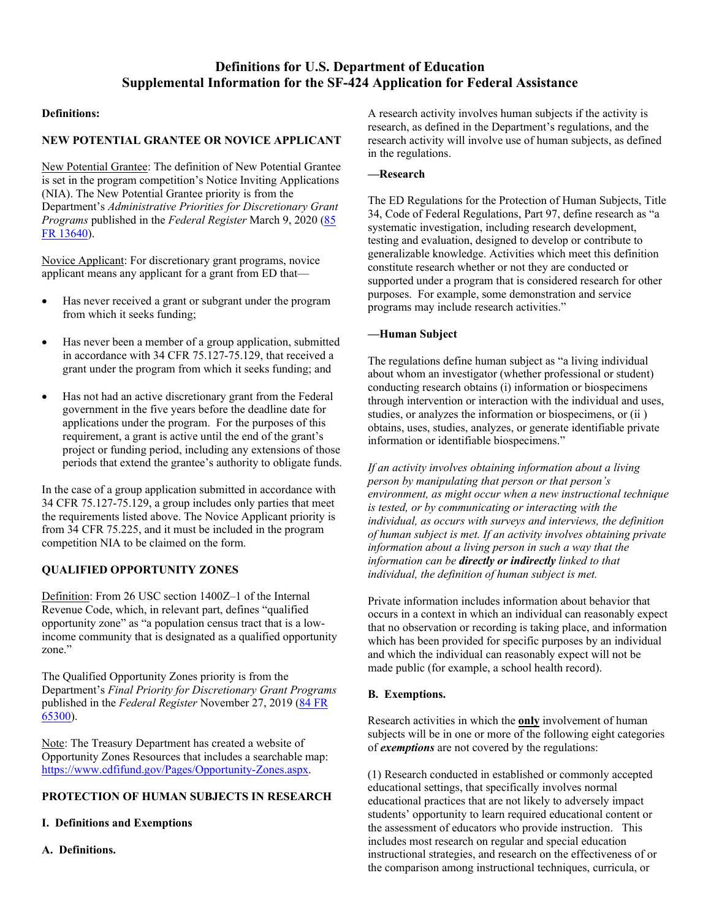# Definitions for U.S. Department of Education Supplemental Information for the SF-424 Application for Federal Assistance

**Definitions:**

## NEW POTENTIAL GRANTEE OR NOVICE APPLICANT

New Potential Grantee: The definition of New Potential Grantee is set in the program competition's Notice Inviting Applications (NIA). The New Potential Grantee priority is from the Department's *Administrative Priorities for Discretionary Grant Programs* published in the *Federal Register* March 9, 2020 ([85 FR 13640](85 FR 13640)).

Novice Applicant: For discretionary grant programs, novice applicant means any applicant for a grant from ED that—

- Has never received a grant or subgrant under the program from which it seeks funding;
- Has never been a member of a group application, submitted in accordance with 34 CFR 75.127-75.129, that received a grant under the program from which it seeks funding; and
- Has not had an active discretionary grant from the Federal government in the five years before the deadline date for applications under the program. For the purposes of this requirement, a grant is active until the end of the grant's project or funding period, including any extensions of those periods that extend the grantee's authority to obligate funds.

In the case of a group application submitted in accordance with 34 CFR 75.127-75.129, a group includes only parties that meet the requirements listed above. The Novice Applicant priority is from 34 CFR 75.225, and it must be included in the program competition NIA to be claimed on the form.

## QUALIFIED OPPORTUNITY ZONES

Definition: From 26 USC section 1400Z–1 of the Internal Revenue Code, which, in relevant part, defines "qualified opportunity zone" as "a population census tract that is a low-income community that is designated as a qualified opportunity zone."

The Qualified Opportunity Zones priority is from the Department's *Final Priority for Discretionary Grant Programs* published in the *Federal Register* November 27, 2019 ([84 FR 65300](84 FR 65300)).

Note: The Treasury Department has created a website of Opportunity Zones Resources that includes a searchable map: https://www.cdfifund.gov/Pages/Opportunity-Zones.aspx.

## PROTECTION OF HUMAN SUBJECTS IN RESEARCH

### I. Definitions and Exemptions

### A. Definitions.

A research activity involves human subjects if the activity is research, as defined in the Department's regulations, and the research activity will involve use of human subjects, as defined in the regulations.

**—Research**

The ED Regulations for the Protection of Human Subjects, Title 34, Code of Federal Regulations, Part 97, define research as "a systematic investigation, including research development, testing and evaluation, designed to develop or contribute to generalizable knowledge. Activities which meet this definition constitute research whether or not they are conducted or supported under a program that is considered research for other purposes. For example, some demonstration and service programs may include research activities."

**—Human Subject**

The regulations define human subject as "a living individual about whom an investigator (whether professional or student) conducting research obtains (i) information or biospecimens through intervention or interaction with the individual and uses, studies, or analyzes the information or biospecimens, or (ii ) obtains, uses, studies, analyzes, or generate identifiable private information or identifiable biospecimens."

*If an activity involves obtaining information about a living person by manipulating that person or that person's environment, as might occur when a new instructional technique is tested, or by communicating or interacting with the individual, as occurs with surveys and interviews, the definition of human subject is met. If an activity involves obtaining private information about a living person in such a way that the information can be* ***directly or indirectly*** *linked to that individual, the definition of human subject is met.*

Private information includes information about behavior that occurs in a context in which an individual can reasonably expect that no observation or recording is taking place, and information which has been provided for specific purposes by an individual and which the individual can reasonably expect will not be made public (for example, a school health record).

### B. Exemptions.

Research activities in which the **only** involvement of human subjects will be in one or more of the following eight categories of ***exemptions*** are not covered by the regulations:

(1) Research conducted in established or commonly accepted educational settings, that specifically involves normal educational practices that are not likely to adversely impact students' opportunity to learn required educational content or the assessment of educators who provide instruction. This includes most research on regular and special education instructional strategies, and research on the effectiveness of or the comparison among instructional techniques, curricula, or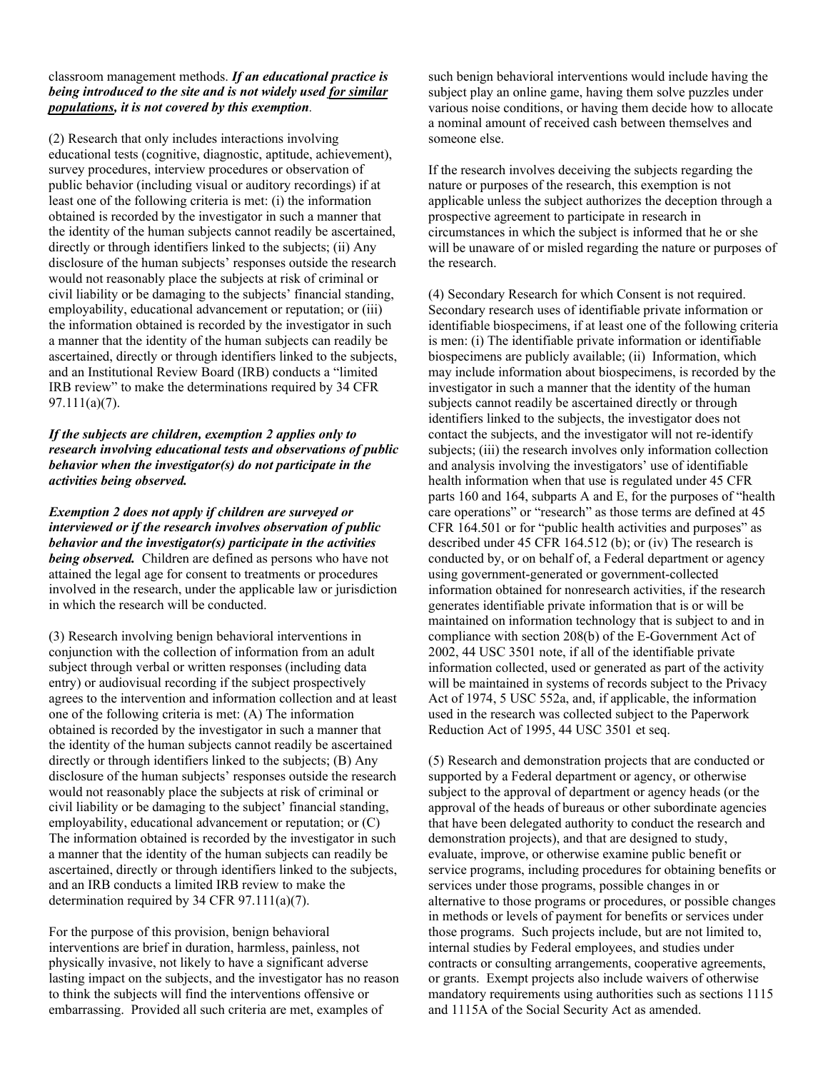classroom management methods. ***If an educational practice is being introduced to the site and is not widely used <u>for similar populations</u>, it is not covered by this exemption***.

(2) Research that only includes interactions involving educational tests (cognitive, diagnostic, aptitude, achievement), survey procedures, interview procedures or observation of public behavior (including visual or auditory recordings) if at least one of the following criteria is met: (i) the information obtained is recorded by the investigator in such a manner that the identity of the human subjects cannot readily be ascertained, directly or through identifiers linked to the subjects; (ii) Any disclosure of the human subjects' responses outside the research would not reasonably place the subjects at risk of criminal or civil liability or be damaging to the subjects' financial standing, employability, educational advancement or reputation; or (iii) the information obtained is recorded by the investigator in such a manner that the identity of the human subjects can readily be ascertained, directly or through identifiers linked to the subjects, and an Institutional Review Board (IRB) conducts a "limited IRB review" to make the determinations required by 34 CFR 97.111(a)(7).

***If the subjects are children, exemption 2 applies only to research involving educational tests and observations of public behavior when the investigator(s) do not participate in the activities being observed.***

***Exemption 2 does not apply if children are surveyed or interviewed or if the research involves observation of public behavior and the investigator(s) participate in the activities being observed.*** Children are defined as persons who have not attained the legal age for consent to treatments or procedures involved in the research, under the applicable law or jurisdiction in which the research will be conducted.

(3) Research involving benign behavioral interventions in conjunction with the collection of information from an adult subject through verbal or written responses (including data entry) or audiovisual recording if the subject prospectively agrees to the intervention and information collection and at least one of the following criteria is met: (A) The information obtained is recorded by the investigator in such a manner that the identity of the human subjects cannot readily be ascertained directly or through identifiers linked to the subjects; (B) Any disclosure of the human subjects' responses outside the research would not reasonably place the subjects at risk of criminal or civil liability or be damaging to the subject' financial standing, employability, educational advancement or reputation; or (C) The information obtained is recorded by the investigator in such a manner that the identity of the human subjects can readily be ascertained, directly or through identifiers linked to the subjects, and an IRB conducts a limited IRB review to make the determination required by 34 CFR 97.111(a)(7).

For the purpose of this provision, benign behavioral interventions are brief in duration, harmless, painless, not physically invasive, not likely to have a significant adverse lasting impact on the subjects, and the investigator has no reason to think the subjects will find the interventions offensive or embarrassing. Provided all such criteria are met, examples of such benign behavioral interventions would include having the subject play an online game, having them solve puzzles under various noise conditions, or having them decide how to allocate a nominal amount of received cash between themselves and someone else.

If the research involves deceiving the subjects regarding the nature or purposes of the research, this exemption is not applicable unless the subject authorizes the deception through a prospective agreement to participate in research in circumstances in which the subject is informed that he or she will be unaware of or misled regarding the nature or purposes of the research.

(4) Secondary Research for which Consent is not required. Secondary research uses of identifiable private information or identifiable biospecimens, if at least one of the following criteria is men: (i) The identifiable private information or identifiable biospecimens are publicly available; (ii) Information, which may include information about biospecimens, is recorded by the investigator in such a manner that the identity of the human subjects cannot readily be ascertained directly or through identifiers linked to the subjects, the investigator does not contact the subjects, and the investigator will not re-identify subjects; (iii) the research involves only information collection and analysis involving the investigators' use of identifiable health information when that use is regulated under 45 CFR parts 160 and 164, subparts A and E, for the purposes of "health care operations" or "research" as those terms are defined at 45 CFR 164.501 or for "public health activities and purposes" as described under 45 CFR 164.512 (b); or (iv) The research is conducted by, or on behalf of, a Federal department or agency using government-generated or government-collected information obtained for nonresearch activities, if the research generates identifiable private information that is or will be maintained on information technology that is subject to and in compliance with section 208(b) of the E-Government Act of 2002, 44 USC 3501 note, if all of the identifiable private information collected, used or generated as part of the activity will be maintained in systems of records subject to the Privacy Act of 1974, 5 USC 552a, and, if applicable, the information used in the research was collected subject to the Paperwork Reduction Act of 1995, 44 USC 3501 et seq.

(5) Research and demonstration projects that are conducted or supported by a Federal department or agency, or otherwise subject to the approval of department or agency heads (or the approval of the heads of bureaus or other subordinate agencies that have been delegated authority to conduct the research and demonstration projects), and that are designed to study, evaluate, improve, or otherwise examine public benefit or service programs, including procedures for obtaining benefits or services under those programs, possible changes in or alternative to those programs or procedures, or possible changes in methods or levels of payment for benefits or services under those programs. Such projects include, but are not limited to, internal studies by Federal employees, and studies under contracts or consulting arrangements, cooperative agreements, or grants. Exempt projects also include waivers of otherwise mandatory requirements using authorities such as sections 1115 and 1115A of the Social Security Act as amended.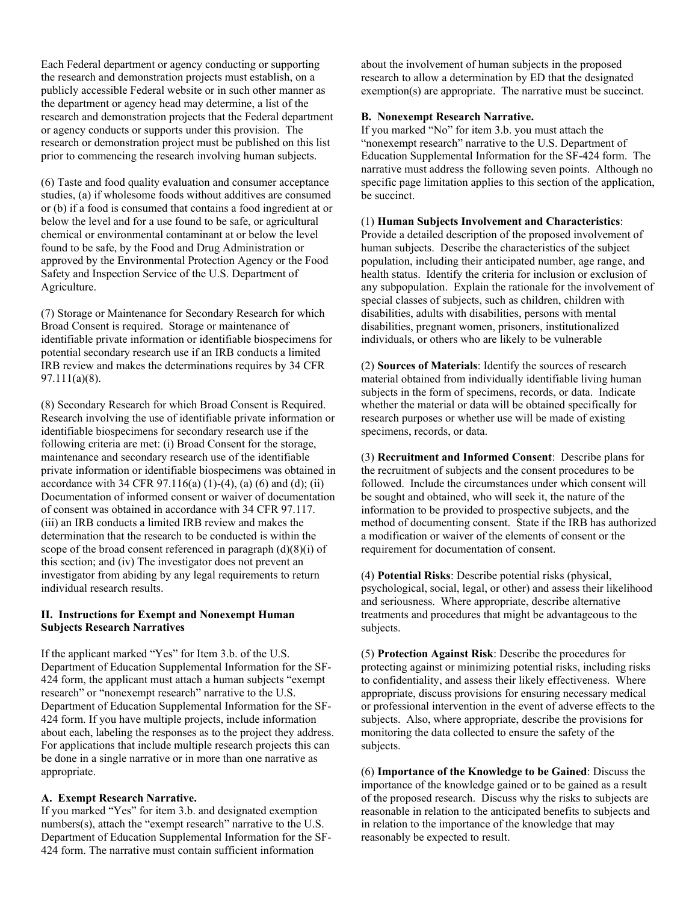Each Federal department or agency conducting or supporting the research and demonstration projects must establish, on a publicly accessible Federal website or in such other manner as the department or agency head may determine, a list of the research and demonstration projects that the Federal department or agency conducts or supports under this provision. The research or demonstration project must be published on this list prior to commencing the research involving human subjects.

(6) Taste and food quality evaluation and consumer acceptance studies, (a) if wholesome foods without additives are consumed or (b) if a food is consumed that contains a food ingredient at or below the level and for a use found to be safe, or agricultural chemical or environmental contaminant at or below the level found to be safe, by the Food and Drug Administration or approved by the Environmental Protection Agency or the Food Safety and Inspection Service of the U.S. Department of Agriculture.

(7) Storage or Maintenance for Secondary Research for which Broad Consent is required. Storage or maintenance of identifiable private information or identifiable biospecimens for potential secondary research use if an IRB conducts a limited IRB review and makes the determinations requires by 34 CFR 97.111(a)(8).

(8) Secondary Research for which Broad Consent is Required. Research involving the use of identifiable private information or identifiable biospecimens for secondary research use if the following criteria are met: (i) Broad Consent for the storage, maintenance and secondary research use of the identifiable private information or identifiable biospecimens was obtained in accordance with 34 CFR 97.116(a) (1)-(4), (a) (6) and (d); (ii) Documentation of informed consent or waiver of documentation of consent was obtained in accordance with 34 CFR 97.117. (iii) an IRB conducts a limited IRB review and makes the determination that the research to be conducted is within the scope of the broad consent referenced in paragraph (d)(8)(i) of this section; and (iv) The investigator does not prevent an investigator from abiding by any legal requirements to return individual research results.

## II. Instructions for Exempt and Nonexempt Human Subjects Research Narratives

If the applicant marked "Yes" for Item 3.b. of the U.S. Department of Education Supplemental Information for the SF-424 form, the applicant must attach a human subjects "exempt research" or "nonexempt research" narrative to the U.S. Department of Education Supplemental Information for the SF-424 form. If you have multiple projects, include information about each, labeling the responses as to the project they address. For applications that include multiple research projects this can be done in a single narrative or in more than one narrative as appropriate.

### A. Exempt Research Narrative.

If you marked "Yes" for item 3.b. and designated exemption numbers(s), attach the "exempt research" narrative to the U.S. Department of Education Supplemental Information for the SF-424 form. The narrative must contain sufficient information about the involvement of human subjects in the proposed research to allow a determination by ED that the designated exemption(s) are appropriate. The narrative must be succinct.

### B. Nonexempt Research Narrative.

If you marked "No" for item 3.b. you must attach the "nonexempt research" narrative to the U.S. Department of Education Supplemental Information for the SF-424 form. The narrative must address the following seven points. Although no specific page limitation applies to this section of the application, be succinct.

(1) **Human Subjects Involvement and Characteristics**: Provide a detailed description of the proposed involvement of human subjects. Describe the characteristics of the subject population, including their anticipated number, age range, and health status. Identify the criteria for inclusion or exclusion of any subpopulation. Explain the rationale for the involvement of special classes of subjects, such as children, children with disabilities, adults with disabilities, persons with mental disabilities, pregnant women, prisoners, institutionalized individuals, or others who are likely to be vulnerable

(2) **Sources of Materials**: Identify the sources of research material obtained from individually identifiable living human subjects in the form of specimens, records, or data. Indicate whether the material or data will be obtained specifically for research purposes or whether use will be made of existing specimens, records, or data.

(3) **Recruitment and Informed Consent**: Describe plans for the recruitment of subjects and the consent procedures to be followed. Include the circumstances under which consent will be sought and obtained, who will seek it, the nature of the information to be provided to prospective subjects, and the method of documenting consent. State if the IRB has authorized a modification or waiver of the elements of consent or the requirement for documentation of consent.

(4) **Potential Risks**: Describe potential risks (physical, psychological, social, legal, or other) and assess their likelihood and seriousness. Where appropriate, describe alternative treatments and procedures that might be advantageous to the subjects.

(5) **Protection Against Risk**: Describe the procedures for protecting against or minimizing potential risks, including risks to confidentiality, and assess their likely effectiveness. Where appropriate, discuss provisions for ensuring necessary medical or professional intervention in the event of adverse effects to the subjects. Also, where appropriate, describe the provisions for monitoring the data collected to ensure the safety of the subjects.

(6) **Importance of the Knowledge to be Gained**: Discuss the importance of the knowledge gained or to be gained as a result of the proposed research. Discuss why the risks to subjects are reasonable in relation to the anticipated benefits to subjects and in relation to the importance of the knowledge that may reasonably be expected to result.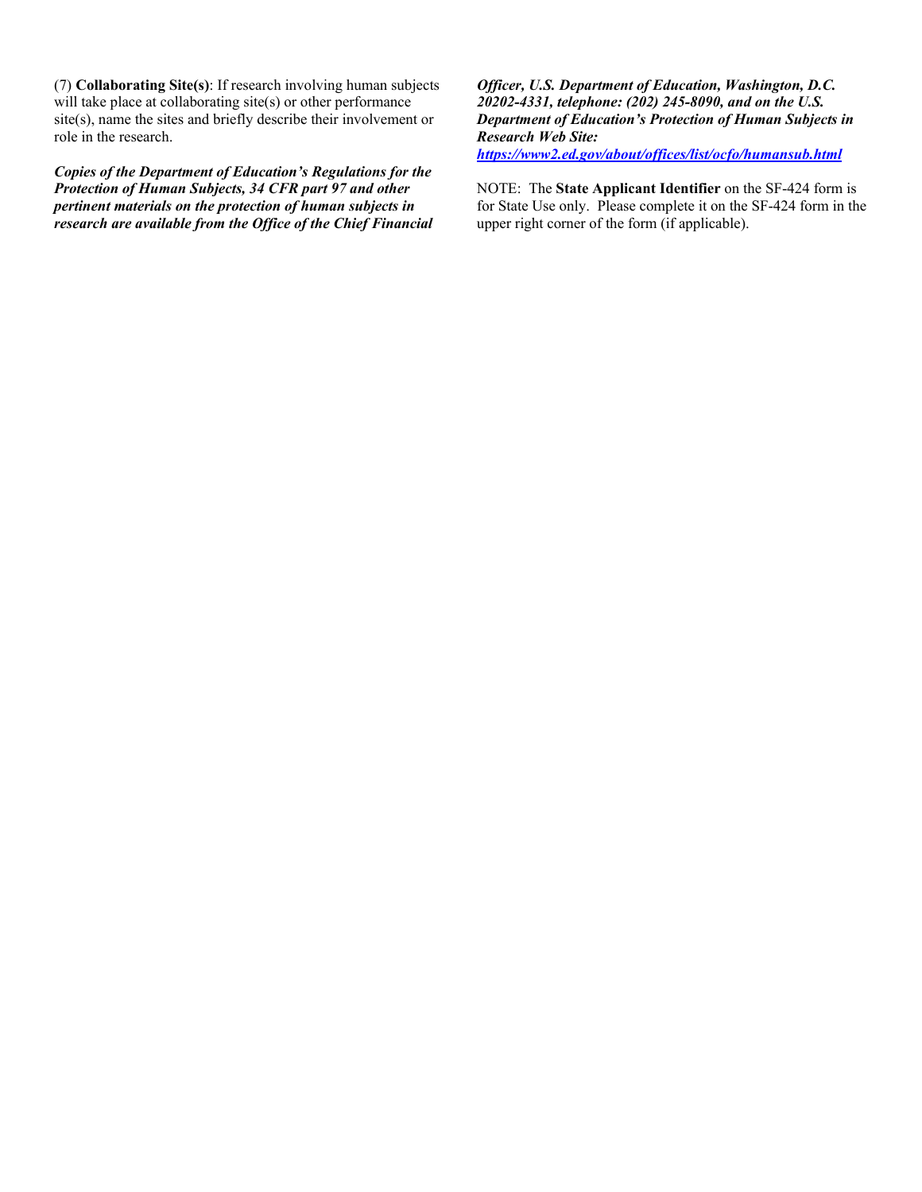(7) **Collaborating Site(s)**: If research involving human subjects will take place at collaborating site(s) or other performance site(s), name the sites and briefly describe their involvement or role in the research.

***Copies of the Department of Education's Regulations for the Protection of Human Subjects, 34 CFR part 97 and other pertinent materials on the protection of human subjects in research are available from the Office of the Chief Financial Officer, U.S. Department of Education, Washington, D.C. 20202-4331, telephone: (202) 245-8090, and on the U.S. Department of Education's Protection of Human Subjects in Research Web Site:*** ***https://www2.ed.gov/about/offices/list/ocfo/humansub.html***

NOTE: The **State Applicant Identifier** on the SF-424 form is for State Use only. Please complete it on the SF-424 form in the upper right corner of the form (if applicable).